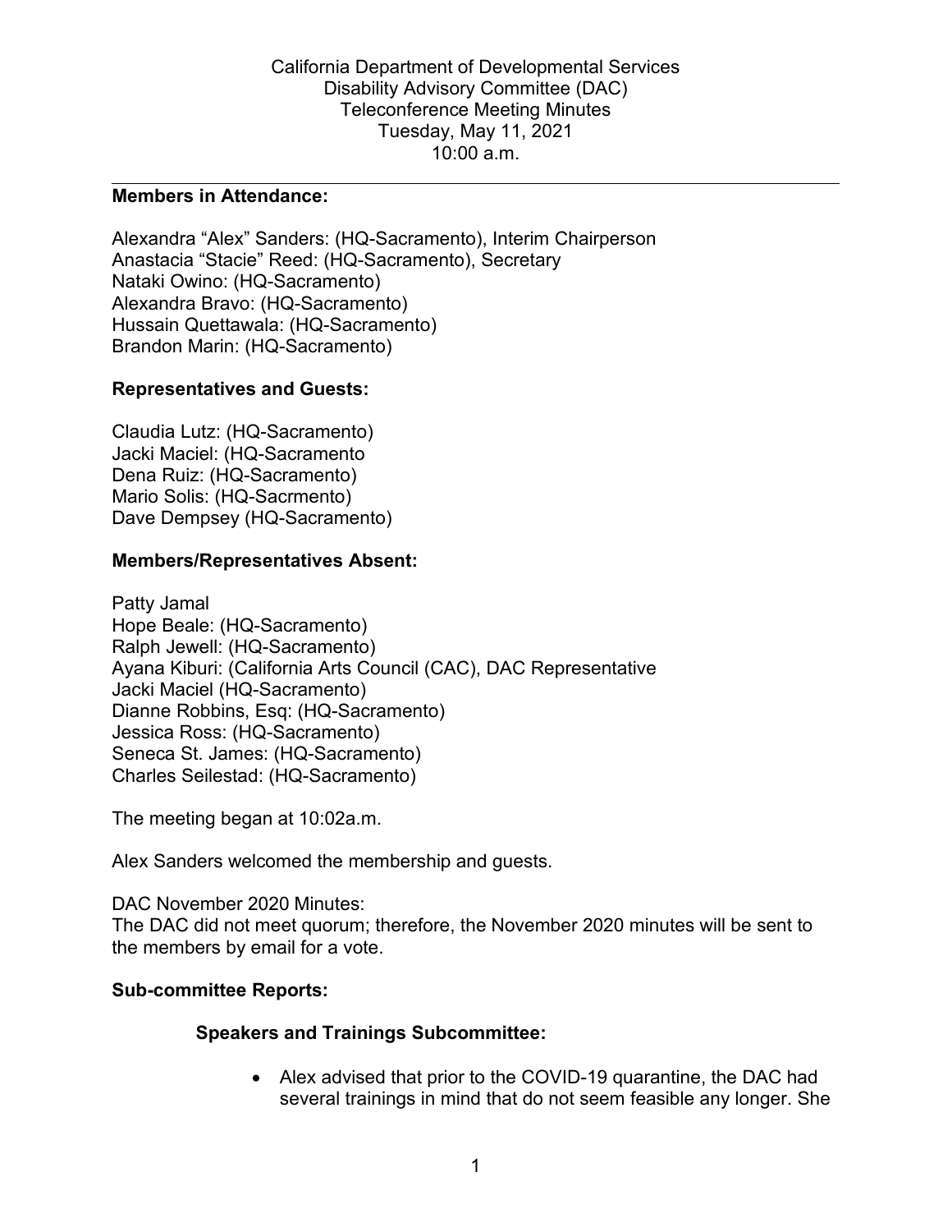California Department of Developmental Services
Disability Advisory Committee (DAC)
Teleconference Meeting Minutes
Tuesday, May 11, 2021
10:00 a.m.

---

**Members in Attendance:**

Alexandra "Alex" Sanders: (HQ-Sacramento), Interim Chairperson
Anastacia "Stacie" Reed: (HQ-Sacramento), Secretary
Nataki Owino: (HQ-Sacramento)
Alexandra Bravo: (HQ-Sacramento)
Hussain Quettawala: (HQ-Sacramento)
Brandon Marin: (HQ-Sacramento)

**Representatives and Guests:**

Claudia Lutz: (HQ-Sacramento)
Jacki Maciel: (HQ-Sacramento
Dena Ruiz: (HQ-Sacramento)
Mario Solis: (HQ-Sacrmento)
Dave Dempsey (HQ-Sacramento)

**Members/Representatives Absent:**

Patty Jamal
Hope Beale: (HQ-Sacramento)
Ralph Jewell: (HQ-Sacramento)
Ayana Kiburi: (California Arts Council (CAC), DAC Representative
Jacki Maciel (HQ-Sacramento)
Dianne Robbins, Esq: (HQ-Sacramento)
Jessica Ross: (HQ-Sacramento)
Seneca St. James: (HQ-Sacramento)
Charles Seilestad: (HQ-Sacramento)

The meeting began at 10:02a.m.

Alex Sanders welcomed the membership and guests.

DAC November 2020 Minutes:
The DAC did not meet quorum; therefore, the November 2020 minutes will be sent to the members by email for a vote.

**Sub-committee Reports:**

**Speakers and Trainings Subcommittee:**

- Alex advised that prior to the COVID-19 quarantine, the DAC had several trainings in mind that do not seem feasible any longer. She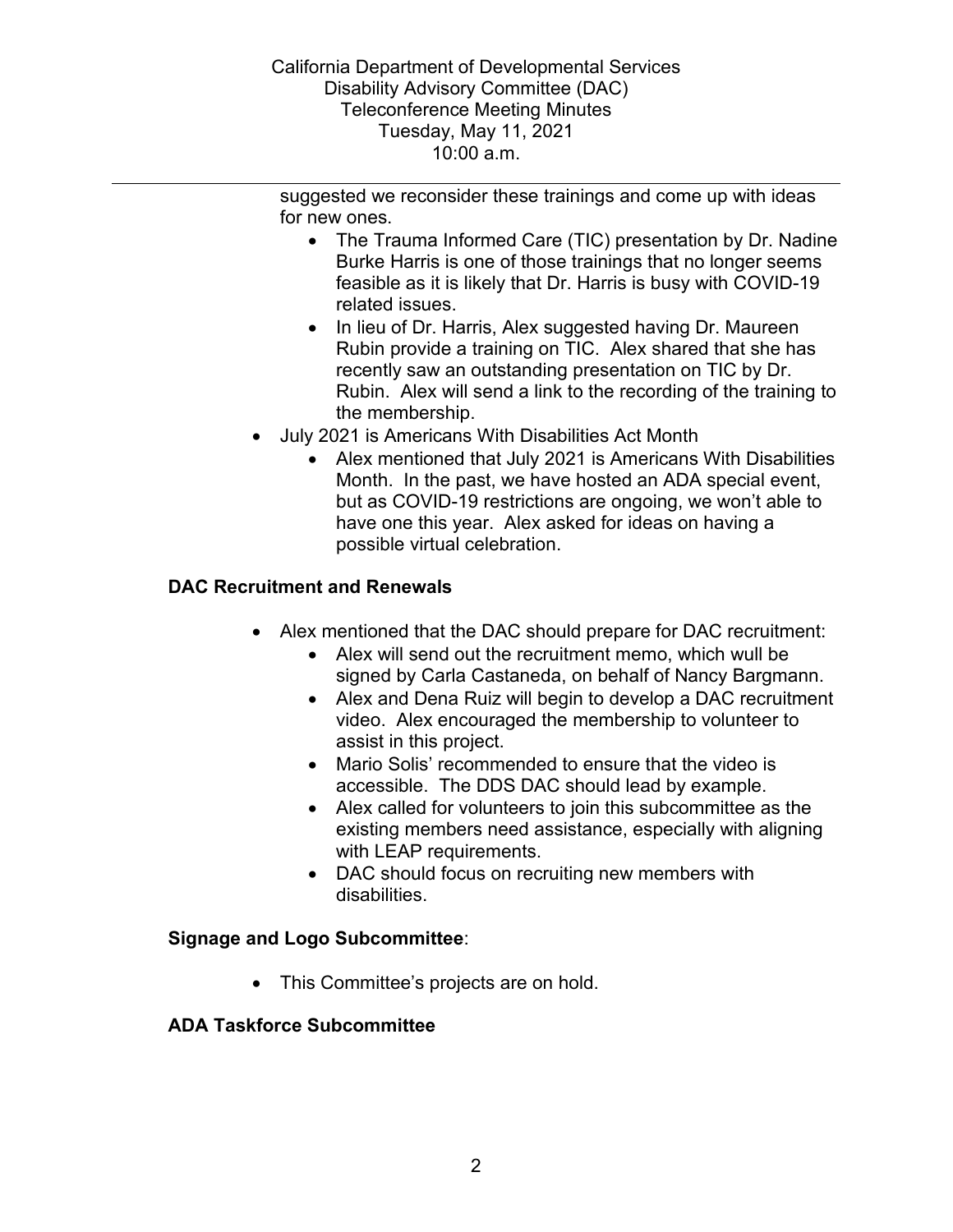suggested we reconsider these trainings and come up with ideas for new ones.

- The Trauma Informed Care (TIC) presentation by Dr. Nadine Burke Harris is one of those trainings that no longer seems feasible as it is likely that Dr. Harris is busy with COVID-19 related issues.
- In lieu of Dr. Harris, Alex suggested having Dr. Maureen Rubin provide a training on TIC. Alex shared that she has recently saw an outstanding presentation on TIC by Dr. Rubin. Alex will send a link to the recording of the training to the membership.

- July 2021 is Americans With Disabilities Act Month
  - Alex mentioned that July 2021 is Americans With Disabilities Month. In the past, we have hosted an ADA special event, but as COVID-19 restrictions are ongoing, we won't able to have one this year. Alex asked for ideas on having a possible virtual celebration.

## DAC Recruitment and Renewals

- Alex mentioned that the DAC should prepare for DAC recruitment:
  - Alex will send out the recruitment memo, which wull be signed by Carla Castaneda, on behalf of Nancy Bargmann.
  - Alex and Dena Ruiz will begin to develop a DAC recruitment video. Alex encouraged the membership to volunteer to assist in this project.
  - Mario Solis' recommended to ensure that the video is accessible. The DDS DAC should lead by example.
  - Alex called for volunteers to join this subcommittee as the existing members need assistance, especially with aligning with LEAP requirements.
  - DAC should focus on recruiting new members with disabilities.

## Signage and Logo Subcommittee:

- This Committee's projects are on hold.

## ADA Taskforce Subcommittee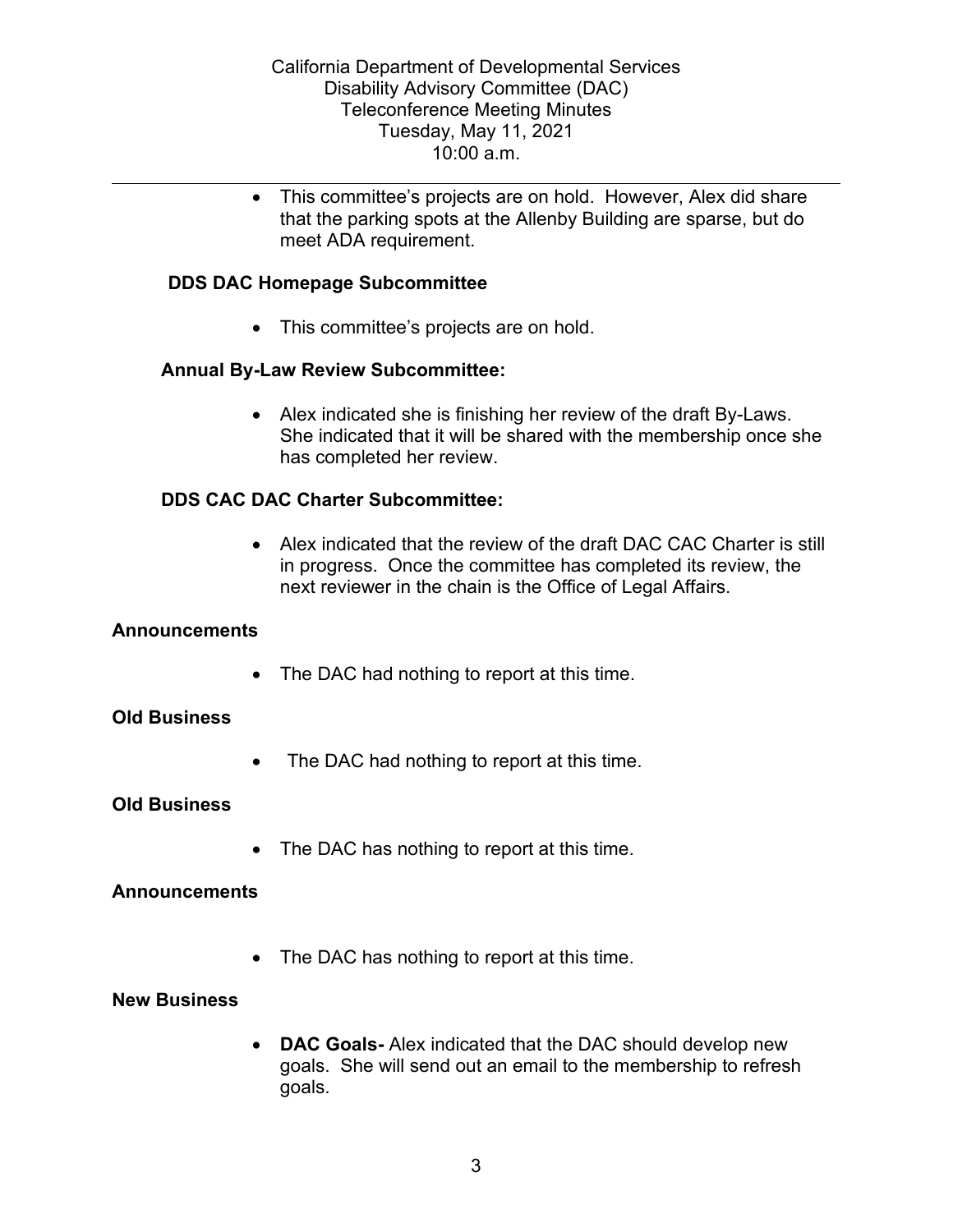- This committee's projects are on hold. However, Alex did share that the parking spots at the Allenby Building are sparse, but do meet ADA requirement.

**DDS DAC Homepage Subcommittee**

- This committee's projects are on hold.

**Annual By-Law Review Subcommittee:**

- Alex indicated she is finishing her review of the draft By-Laws. She indicated that it will be shared with the membership once she has completed her review.

**DDS CAC DAC Charter Subcommittee:**

- Alex indicated that the review of the draft DAC CAC Charter is still in progress. Once the committee has completed its review, the next reviewer in the chain is the Office of Legal Affairs.

**Announcements**

- The DAC had nothing to report at this time.

**Old Business**

- The DAC had nothing to report at this time.

**Old Business**

- The DAC has nothing to report at this time.

**Announcements**

- The DAC has nothing to report at this time.

**New Business**

- **DAC Goals-** Alex indicated that the DAC should develop new goals. She will send out an email to the membership to refresh goals.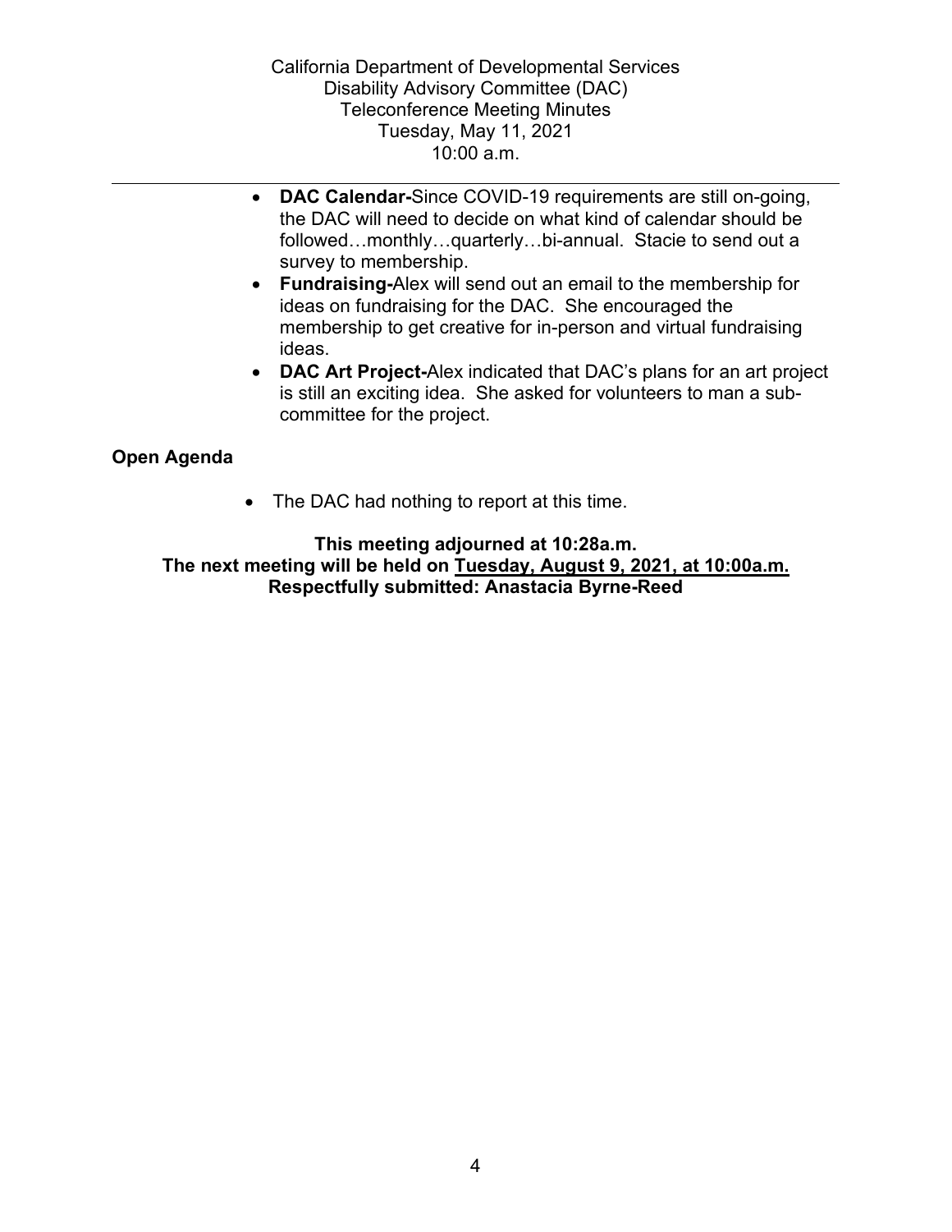- **DAC Calendar-**Since COVID-19 requirements are still on-going, the DAC will need to decide on what kind of calendar should be followed…monthly…quarterly…bi-annual. Stacie to send out a survey to membership.
- **Fundraising-**Alex will send out an email to the membership for ideas on fundraising for the DAC. She encouraged the membership to get creative for in-person and virtual fundraising ideas.
- **DAC Art Project-**Alex indicated that DAC's plans for an art project is still an exciting idea. She asked for volunteers to man a sub-committee for the project.

**Open Agenda**

- The DAC had nothing to report at this time.

**This meeting adjourned at 10:28a.m.**
**The next meeting will be held on Tuesday, August 9, 2021, at 10:00a.m.**
**Respectfully submitted: Anastacia Byrne-Reed**